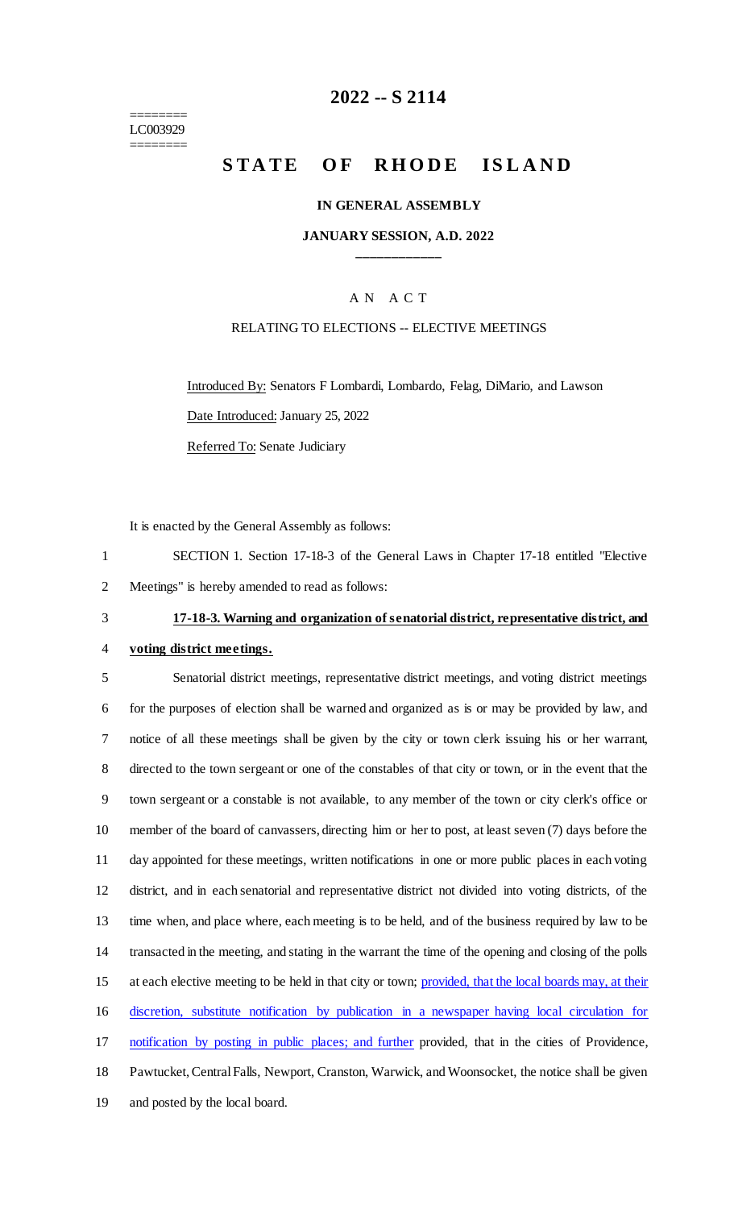# 2022 -- S 2114

========
LC003929
========

# STATE OF RHODE ISLAND

**IN GENERAL ASSEMBLY**

**JANUARY SESSION, A.D. 2022**

____________

A N A C T

RELATING TO ELECTIONS -- ELECTIVE MEETINGS

Introduced By: Senators F Lombardi, Lombardo, Felag, DiMario, and Lawson

Date Introduced: January 25, 2022

Referred To: Senate Judiciary

It is enacted by the General Assembly as follows:

1 SECTION 1. Section 17-18-3 of the General Laws in Chapter 17-18 entitled "Elective
2 Meetings" is hereby amended to read as follows:

3 **17-18-3. Warning and organization of senatorial district, representative district, and**
4 **voting district meetings.**

5 Senatorial district meetings, representative district meetings, and voting district meetings
6 for the purposes of election shall be warned and organized as is or may be provided by law, and
7 notice of all these meetings shall be given by the city or town clerk issuing his or her warrant,
8 directed to the town sergeant or one of the constables of that city or town, or in the event that the
9 town sergeant or a constable is not available, to any member of the town or city clerk's office or
10 member of the board of canvassers, directing him or her to post, at least seven (7) days before the
11 day appointed for these meetings, written notifications in one or more public places in each voting
12 district, and in each senatorial and representative district not divided into voting districts, of the
13 time when, and place where, each meeting is to be held, and of the business required by law to be
14 transacted in the meeting, and stating in the warrant the time of the opening and closing of the polls
15 at each elective meeting to be held in that city or town; <u>provided, that the local boards may, at their</u>
16 <u>discretion, substitute notification by publication in a newspaper having local circulation for</u>
17 <u>notification by posting in public places; and further</u> provided, that in the cities of Providence,
18 Pawtucket, Central Falls, Newport, Cranston, Warwick, and Woonsocket, the notice shall be given
19 and posted by the local board.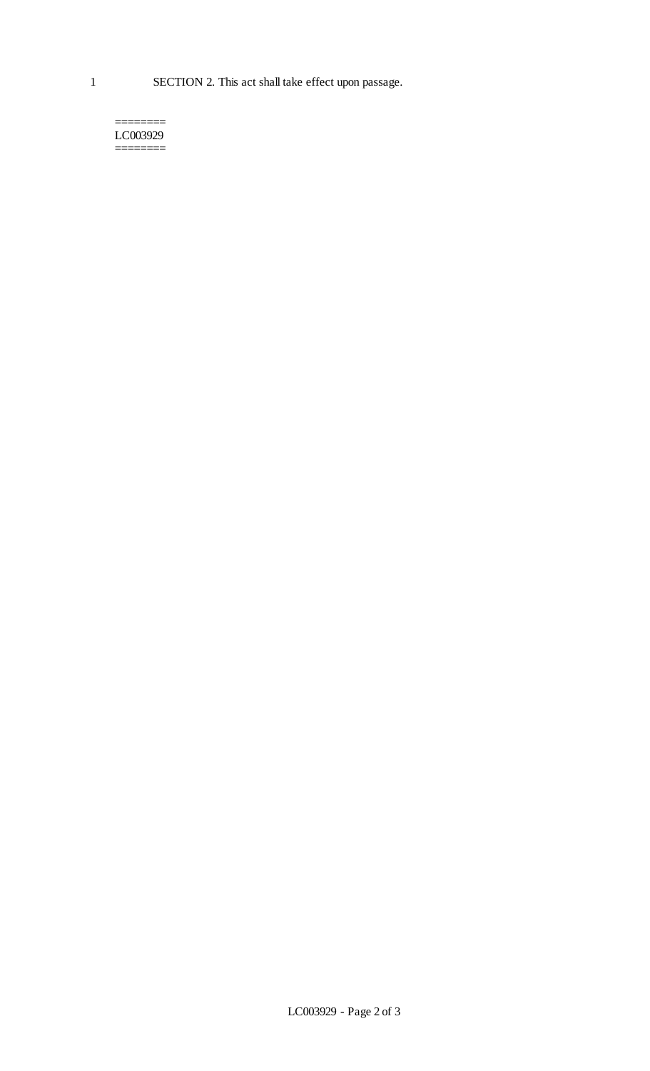SECTION 2. This act shall take effect upon passage.

========
LC003929
========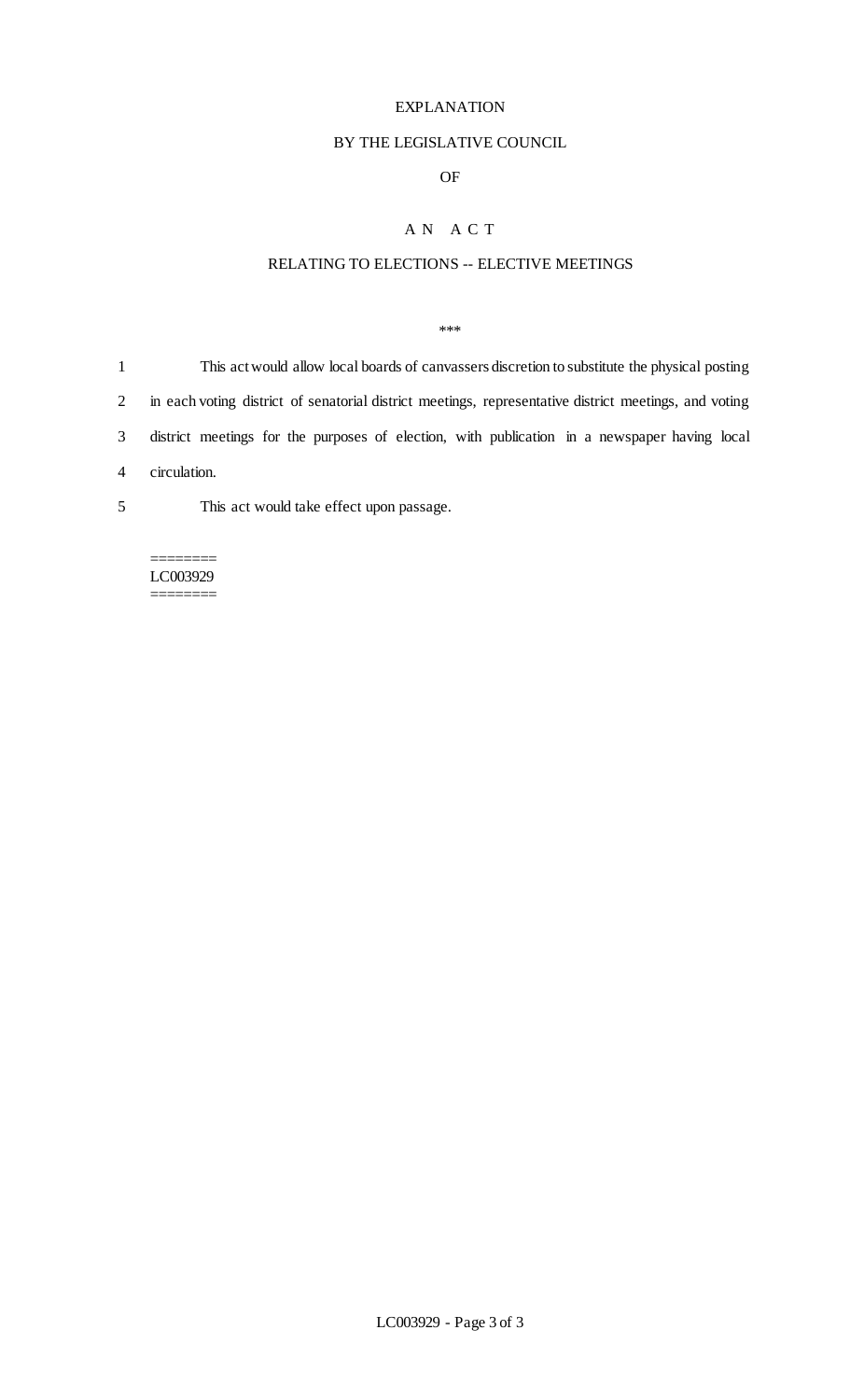EXPLANATION

BY THE LEGISLATIVE COUNCIL

OF

A N A C T

RELATING TO ELECTIONS -- ELECTIVE MEETINGS

\*\*\*

This act would allow local boards of canvassers discretion to substitute the physical posting in each voting district of senatorial district meetings, representative district meetings, and voting district meetings for the purposes of election, with publication in a newspaper having local circulation.

This act would take effect upon passage.

========
LC003929
========